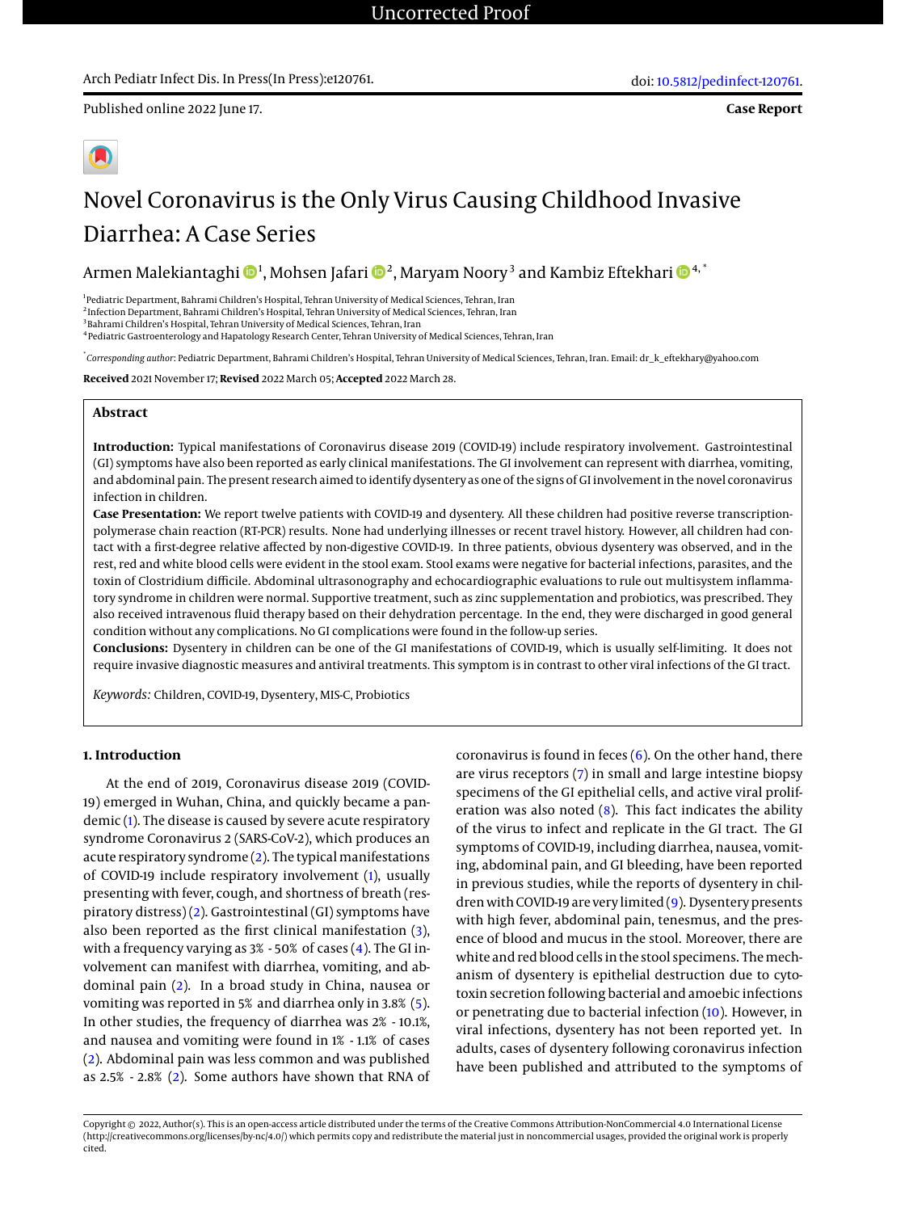Published online 2022 June 17.

**Case Report**

# Novel Coronavirus is the Only Virus Causing Childhood Invasive Diarrhea: A Case Series

Armen Malekiantaghi [1], Mohsen Jafari [2], Maryam Noory [3] and Kambiz Eftekhari [4,*]

[1] Pediatric Department, Bahrami Children's Hospital, Tehran University of Medical Sciences, Tehran, Iran
[2] Infection Department, Bahrami Children's Hospital, Tehran University of Medical Sciences, Tehran, Iran
[3] Bahrami Children's Hospital, Tehran University of Medical Sciences, Tehran, Iran
[4] Pediatric Gastroenterology and Hapatology Research Center, Tehran University of Medical Sciences, Tehran, Iran

[*] *Corresponding author*: Pediatric Department, Bahrami Children's Hospital, Tehran University of Medical Sciences, Tehran, Iran. Email: dr_k_eftekhary@yahoo.com

**Received** 2021 November 17; **Revised** 2022 March 05; **Accepted** 2022 March 28.

## Abstract

**Introduction:** Typical manifestations of Coronavirus disease 2019 (COVID-19) include respiratory involvement. Gastrointestinal (GI) symptoms have also been reported as early clinical manifestations. The GI involvement can represent with diarrhea, vomiting, and abdominal pain. The present research aimed to identify dysentery as one of the signs of GI involvement in the novel coronavirus infection in children.

**Case Presentation:** We report twelve patients with COVID-19 and dysentery. All these children had positive reverse transcription-polymerase chain reaction (RT-PCR) results. None had underlying illnesses or recent travel history. However, all children had contact with a first-degree relative affected by non-digestive COVID-19. In three patients, obvious dysentery was observed, and in the rest, red and white blood cells were evident in the stool exam. Stool exams were negative for bacterial infections, parasites, and the toxin of Clostridium difficile. Abdominal ultrasonography and echocardiographic evaluations to rule out multisystem inflammatory syndrome in children were normal. Supportive treatment, such as zinc supplementation and probiotics, was prescribed. They also received intravenous fluid therapy based on their dehydration percentage. In the end, they were discharged in good general condition without any complications. No GI complications were found in the follow-up series.

**Conclusions:** Dysentery in children can be one of the GI manifestations of COVID-19, which is usually self-limiting. It does not require invasive diagnostic measures and antiviral treatments. This symptom is in contrast to other viral infections of the GI tract.

*Keywords:* Children, COVID-19, Dysentery, MIS-C, Probiotics

## 1. Introduction

At the end of 2019, Coronavirus disease 2019 (COVID-19) emerged in Wuhan, China, and quickly became a pandemic (1). The disease is caused by severe acute respiratory syndrome Coronavirus 2 (SARS-CoV-2), which produces an acute respiratory syndrome (2). The typical manifestations of COVID-19 include respiratory involvement (1), usually presenting with fever, cough, and shortness of breath (respiratory distress) (2). Gastrointestinal (GI) symptoms have also been reported as the first clinical manifestation (3), with a frequency varying as 3% - 50% of cases (4). The GI involvement can manifest with diarrhea, vomiting, and abdominal pain (2). In a broad study in China, nausea or vomiting was reported in 5% and diarrhea only in 3.8% (5). In other studies, the frequency of diarrhea was 2% - 10.1%, and nausea and vomiting were found in 1% - 1.1% of cases (2). Abdominal pain was less common and was published as 2.5% - 2.8% (2). Some authors have shown that RNA of coronavirus is found in feces (6). On the other hand, there are virus receptors (7) in small and large intestine biopsy specimens of the GI epithelial cells, and active viral proliferation was also noted (8). This fact indicates the ability of the virus to infect and replicate in the GI tract. The GI symptoms of COVID-19, including diarrhea, nausea, vomiting, abdominal pain, and GI bleeding, have been reported in previous studies, while the reports of dysentery in children with COVID-19 are very limited (9). Dysentery presents with high fever, abdominal pain, tenesmus, and the presence of blood and mucus in the stool. Moreover, there are white and red blood cells in the stool specimens. The mechanism of dysentery is epithelial destruction due to cytotoxin secretion following bacterial and amoebic infections or penetrating due to bacterial infection (10). However, in viral infections, dysentery has not been reported yet. In adults, cases of dysentery following coronavirus infection have been published and attributed to the symptoms of

Copyright © 2022, Author(s). This is an open-access article distributed under the terms of the Creative Commons Attribution-NonCommercial 4.0 International License (http://creativecommons.org/licenses/by-nc/4.0/) which permits copy and redistribute the material just in noncommercial usages, provided the original work is properly cited.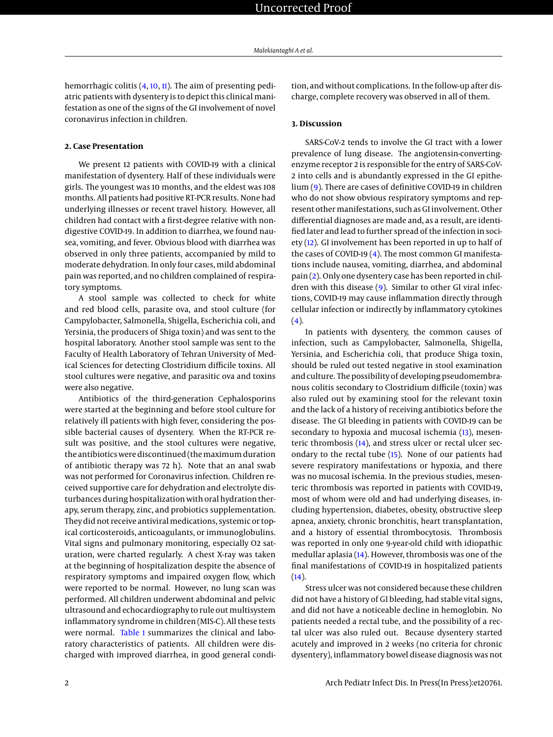hemorrhagic colitis (4, 10, 11). The aim of presenting pediatric patients with dysentery is to depict this clinical manifestation as one of the signs of the GI involvement of novel coronavirus infection in children.

## 2. Case Presentation

We present 12 patients with COVID-19 with a clinical manifestation of dysentery. Half of these individuals were girls. The youngest was 10 months, and the eldest was 108 months. All patients had positive RT-PCR results. None had underlying illnesses or recent travel history. However, all children had contact with a first-degree relative with non-digestive COVID-19. In addition to diarrhea, we found nausea, vomiting, and fever. Obvious blood with diarrhea was observed in only three patients, accompanied by mild to moderate dehydration. In only four cases, mild abdominal pain was reported, and no children complained of respiratory symptoms.

A stool sample was collected to check for white and red blood cells, parasite ova, and stool culture (for Campylobacter, Salmonella, Shigella, Escherichia coli, and Yersinia, the producers of Shiga toxin) and was sent to the hospital laboratory. Another stool sample was sent to the Faculty of Health Laboratory of Tehran University of Medical Sciences for detecting Clostridium difficile toxins. All stool cultures were negative, and parasitic ova and toxins were also negative.

Antibiotics of the third-generation Cephalosporins were started at the beginning and before stool culture for relatively ill patients with high fever, considering the possible bacterial causes of dysentery. When the RT-PCR result was positive, and the stool cultures were negative, the antibiotics were discontinued (the maximum duration of antibiotic therapy was 72 h). Note that an anal swab was not performed for Coronavirus infection. Children received supportive care for dehydration and electrolyte disturbances during hospitalization with oral hydration therapy, serum therapy, zinc, and probiotics supplementation. They did not receive antiviral medications, systemic or topical corticosteroids, anticoagulants, or immunoglobulins. Vital signs and pulmonary monitoring, especially O2 saturation, were charted regularly. A chest X-ray was taken at the beginning of hospitalization despite the absence of respiratory symptoms and impaired oxygen flow, which were reported to be normal. However, no lung scan was performed. All children underwent abdominal and pelvic ultrasound and echocardiography to rule out multisystem inflammatory syndrome in children (MIS-C). All these tests were normal. Table 1 summarizes the clinical and laboratory characteristics of patients. All children were discharged with improved diarrhea, in good general condition, and without complications. In the follow-up after discharge, complete recovery was observed in all of them.

## 3. Discussion

SARS-CoV-2 tends to involve the GI tract with a lower prevalence of lung disease. The angiotensin-converting-enzyme receptor 2 is responsible for the entry of SARS-CoV-2 into cells and is abundantly expressed in the GI epithelium (9). There are cases of definitive COVID-19 in children who do not show obvious respiratory symptoms and represent other manifestations, such as GI involvement. Other differential diagnoses are made and, as a result, are identified later and lead to further spread of the infection in society (12). GI involvement has been reported in up to half of the cases of COVID-19 (4). The most common GI manifestations include nausea, vomiting, diarrhea, and abdominal pain (2). Only one dysentery case has been reported in children with this disease (9). Similar to other GI viral infections, COVID-19 may cause inflammation directly through cellular infection or indirectly by inflammatory cytokines (4).

In patients with dysentery, the common causes of infection, such as Campylobacter, Salmonella, Shigella, Yersinia, and Escherichia coli, that produce Shiga toxin, should be ruled out tested negative in stool examination and culture. The possibility of developing pseudomembranous colitis secondary to Clostridium difficile (toxin) was also ruled out by examining stool for the relevant toxin and the lack of a history of receiving antibiotics before the disease. The GI bleeding in patients with COVID-19 can be secondary to hypoxia and mucosal ischemia (13), mesenteric thrombosis (14), and stress ulcer or rectal ulcer secondary to the rectal tube (15). None of our patients had severe respiratory manifestations or hypoxia, and there was no mucosal ischemia. In the previous studies, mesenteric thrombosis was reported in patients with COVID-19, most of whom were old and had underlying diseases, including hypertension, diabetes, obesity, obstructive sleep apnea, anxiety, chronic bronchitis, heart transplantation, and a history of essential thrombocytosis. Thrombosis was reported in only one 9-year-old child with idiopathic medullar aplasia (14). However, thrombosis was one of the final manifestations of COVID-19 in hospitalized patients (14).

Stress ulcer was not considered because these children did not have a history of GI bleeding, had stable vital signs, and did not have a noticeable decline in hemoglobin. No patients needed a rectal tube, and the possibility of a rectal ulcer was also ruled out. Because dysentery started acutely and improved in 2 weeks (no criteria for chronic dysentery), inflammatory bowel disease diagnosis was not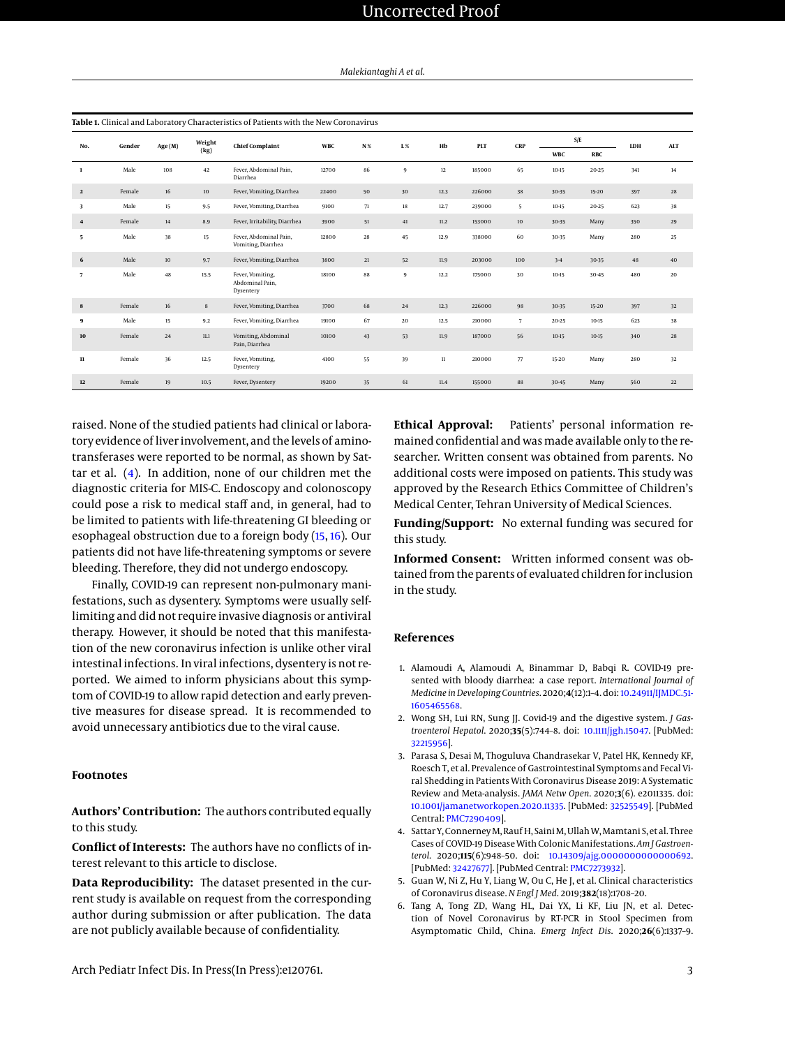**Table 1.** Clinical and Laboratory Characteristics of Patients with the New Coronavirus

| No. | Gender | Age (M) | Weight (kg) | Chief Complaint | WBC | N % | L % | Hb | PLT | CRP | S/E | | LDH | ALT |
|---|---|---|---|---|---|---|---|---|---|---|---|---|---|---|
| | | | | | | | | | | | WBC | RBC | | |
| 1 | Male | 108 | 42 | Fever, Abdominal Pain, Diarrhea | 12700 | 86 | 9 | 12 | 185000 | 65 | 10-15 | 20-25 | 341 | 14 |
| 2 | Female | 16 | 10 | Fever, Vomiting, Diarrhea | 22400 | 50 | 30 | 12.3 | 226000 | 38 | 30-35 | 15-20 | 397 | 28 |
| 3 | Male | 15 | 9.5 | Fever, Vomiting, Diarrhea | 9100 | 71 | 18 | 12.7 | 239000 | 5 | 10-15 | 20-25 | 623 | 38 |
| 4 | Female | 14 | 8.9 | Fever, Irritability, Diarrhea | 3900 | 51 | 41 | 11.2 | 153000 | 10 | 30-35 | Many | 350 | 29 |
| 5 | Male | 38 | 15 | Fever, Abdominal Pain, Vomiting, Diarrhea | 12800 | 28 | 45 | 12.9 | 338000 | 60 | 30-35 | Many | 280 | 25 |
| 6 | Male | 10 | 9.7 | Fever, Vomiting, Diarrhea | 3800 | 21 | 52 | 11.9 | 203000 | 100 | 3-4 | 30-35 | 48 | 40 |
| 7 | Male | 48 | 15.5 | Fever, Vomiting, Abdominal Pain, Dysentery | 18100 | 88 | 9 | 12.2 | 175000 | 30 | 10-15 | 30-45 | 480 | 20 |
| 8 | Female | 16 | 8 | Fever, Vomiting, Diarrhea | 3700 | 68 | 24 | 12.3 | 226000 | 98 | 30-35 | 15-20 | 397 | 32 |
| 9 | Male | 15 | 9.2 | Fever, Vomiting, Diarrhea | 19100 | 67 | 20 | 12.5 | 210000 | 7 | 20-25 | 10-15 | 623 | 38 |
| 10 | Female | 24 | 11.1 | Vomiting, Abdominal Pain, Diarrhea | 10100 | 43 | 53 | 11.9 | 187000 | 56 | 10-15 | 10-15 | 340 | 28 |
| 11 | Female | 36 | 12.5 | Fever, Vomiting, Dysentery | 4100 | 55 | 39 | 11 | 210000 | 77 | 15-20 | Many | 280 | 32 |
| 12 | Female | 19 | 10.5 | Fever, Dysentery | 19200 | 35 | 61 | 11.4 | 155000 | 88 | 30-45 | Many | 560 | 22 |

raised. None of the studied patients had clinical or laboratory evidence of liver involvement, and the levels of aminotransferases were reported to be normal, as shown by Sattar et al. (4). In addition, none of our children met the diagnostic criteria for MIS-C. Endoscopy and colonoscopy could pose a risk to medical staff and, in general, had to be limited to patients with life-threatening GI bleeding or esophageal obstruction due to a foreign body (15, 16). Our patients did not have life-threatening symptoms or severe bleeding. Therefore, they did not undergo endoscopy.

Finally, COVID-19 can represent non-pulmonary manifestations, such as dysentery. Symptoms were usually self-limiting and did not require invasive diagnosis or antiviral therapy. However, it should be noted that this manifestation of the new coronavirus infection is unlike other viral intestinal infections. In viral infections, dysentery is not reported. We aimed to inform physicians about this symptom of COVID-19 to allow rapid detection and early preventive measures for disease spread. It is recommended to avoid unnecessary antibiotics due to the viral cause.

## Footnotes

**Authors' Contribution:** The authors contributed equally to this study.

**Conflict of Interests:** The authors have no conflicts of interest relevant to this article to disclose.

**Data Reproducibility:** The dataset presented in the current study is available on request from the corresponding author during submission or after publication. The data are not publicly available because of confidentiality.

**Ethical Approval:** Patients' personal information remained confidential and was made available only to the researcher. Written consent was obtained from parents. No additional costs were imposed on patients. This study was approved by the Research Ethics Committee of Children's Medical Center, Tehran University of Medical Sciences.

**Funding/Support:** No external funding was secured for this study.

**Informed Consent:** Written informed consent was obtained from the parents of evaluated children for inclusion in the study.

## References

1. Alamoudi A, Alamoudi A, Binammar D, Babqi R. COVID-19 presented with bloody diarrhea: a case report. *International Journal of Medicine in Developing Countries*. 2020;**4**(12):1–4. doi: 10.24911/IJMDC.51-1605465568.
2. Wong SH, Lui RN, Sung JJ. Covid-19 and the digestive system. *J Gastroenterol Hepatol*. 2020;**35**(5):744–8. doi: 10.1111/jgh.15047. [PubMed: 32215956].
3. Parasa S, Desai M, Thoguluva Chandrasekar V, Patel HK, Kennedy KF, Roesch T, et al. Prevalence of Gastrointestinal Symptoms and Fecal Viral Shedding in Patients With Coronavirus Disease 2019: A Systematic Review and Meta-analysis. *JAMA Netw Open*. 2020;**3**(6). e2011335. doi: 10.1001/jamanetworkopen.2020.11335. [PubMed: 32525549]. [PubMed Central: PMC7290409].
4. Sattar Y, Connerney M, Rauf H, Saini M, Ullah W, Mamtani S, et al. Three Cases of COVID-19 Disease With Colonic Manifestations. *Am J Gastroenterol*. 2020;**115**(6):948–50. doi: 10.14309/ajg.0000000000000692. [PubMed: 32427677]. [PubMed Central: PMC7273932].
5. Guan W, Ni Z, Hu Y, Liang W, Ou C, He J, et al. Clinical characteristics of Coronavirus disease. *N Engl J Med*. 2019;**382**(18):1708–20.
6. Tang A, Tong ZD, Wang HL, Dai YX, Li KF, Liu JN, et al. Detection of Novel Coronavirus by RT-PCR in Stool Specimen from Asymptomatic Child, China. *Emerg Infect Dis*. 2020;**26**(6):1337–9.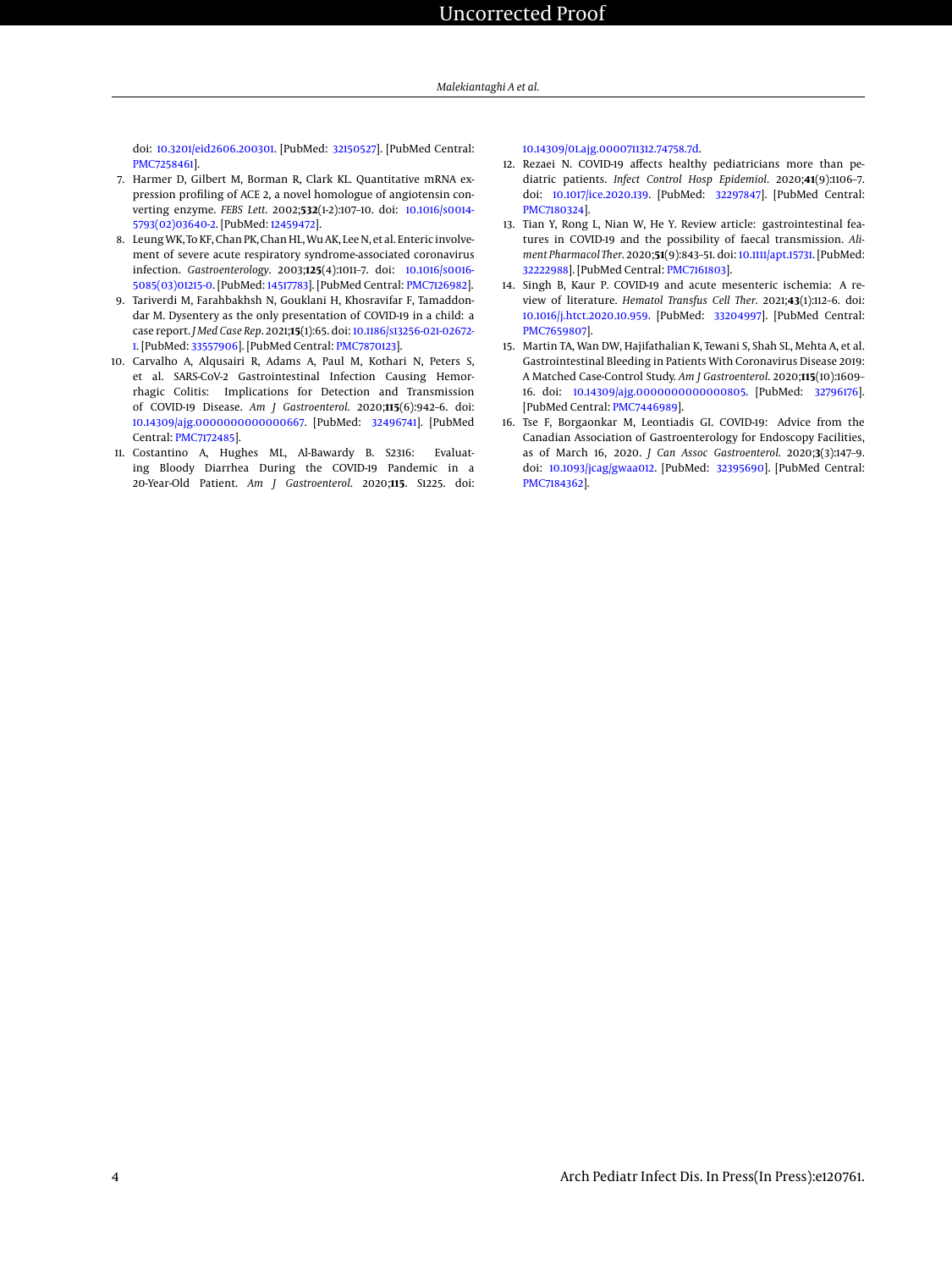doi: 10.3201/eid2606.200301. [PubMed: 32150527]. [PubMed Central: PMC7258461].

7. Harmer D, Gilbert M, Borman R, Clark KL. Quantitative mRNA expression profiling of ACE 2, a novel homologue of angiotensin converting enzyme. *FEBS Lett*. 2002;**532**(1-2):107–10. doi: 10.1016/s0014-5793(02)03640-2. [PubMed: 12459472].
8. Leung WK, To KF, Chan PK, Chan HL, Wu AK, Lee N, et al. Enteric involvement of severe acute respiratory syndrome-associated coronavirus infection. *Gastroenterology*. 2003;**125**(4):1011–7. doi: 10.1016/s0016-5085(03)01215-0. [PubMed: 14517783]. [PubMed Central: PMC7126982].
9. Tariverdi M, Farahbakhsh N, Gouklani H, Khosravifar F, Tamaddondar M. Dysentery as the only presentation of COVID-19 in a child: a case report. *J Med Case Rep*. 2021;**15**(1):65. doi: 10.1186/s13256-021-02672-1. [PubMed: 33557906]. [PubMed Central: PMC7870123].
10. Carvalho A, Alqusairi R, Adams A, Paul M, Kothari N, Peters S, et al. SARS-CoV-2 Gastrointestinal Infection Causing Hemorrhagic Colitis: Implications for Detection and Transmission of COVID-19 Disease. *Am J Gastroenterol*. 2020;**115**(6):942–6. doi: 10.14309/ajg.0000000000000667. [PubMed: 32496741]. [PubMed Central: PMC7172485].
11. Costantino A, Hughes ML, Al-Bawardy B. S2316: Evaluating Bloody Diarrhea During the COVID-19 Pandemic in a 20-Year-Old Patient. *Am J Gastroenterol*. 2020;**115**. S1225. doi: 10.14309/01.ajg.0000711312.74758.7d.
12. Rezaei N. COVID-19 affects healthy pediatricians more than pediatric patients. *Infect Control Hosp Epidemiol*. 2020;**41**(9):1106–7. doi: 10.1017/ice.2020.139. [PubMed: 32297847]. [PubMed Central: PMC7180324].
13. Tian Y, Rong L, Nian W, He Y. Review article: gastrointestinal features in COVID-19 and the possibility of faecal transmission. *Aliment Pharmacol Ther*. 2020;**51**(9):843–51. doi: 10.1111/apt.15731. [PubMed: 32222988]. [PubMed Central: PMC7161803].
14. Singh B, Kaur P. COVID-19 and acute mesenteric ischemia: A review of literature. *Hematol Transfus Cell Ther*. 2021;**43**(1):112–6. doi: 10.1016/j.htct.2020.10.959. [PubMed: 33204997]. [PubMed Central: PMC7659807].
15. Martin TA, Wan DW, Hajifathalian K, Tewani S, Shah SL, Mehta A, et al. Gastrointestinal Bleeding in Patients With Coronavirus Disease 2019: A Matched Case-Control Study. *Am J Gastroenterol*. 2020;**115**(10):1609–16. doi: 10.14309/ajg.0000000000000805. [PubMed: 32796176]. [PubMed Central: PMC7446989].
16. Tse F, Borgaonkar M, Leontiadis GI. COVID-19: Advice from the Canadian Association of Gastroenterology for Endoscopy Facilities, as of March 16, 2020. *J Can Assoc Gastroenterol*. 2020;**3**(3):147–9. doi: 10.1093/jcag/gwaa012. [PubMed: 32395690]. [PubMed Central: PMC7184362].